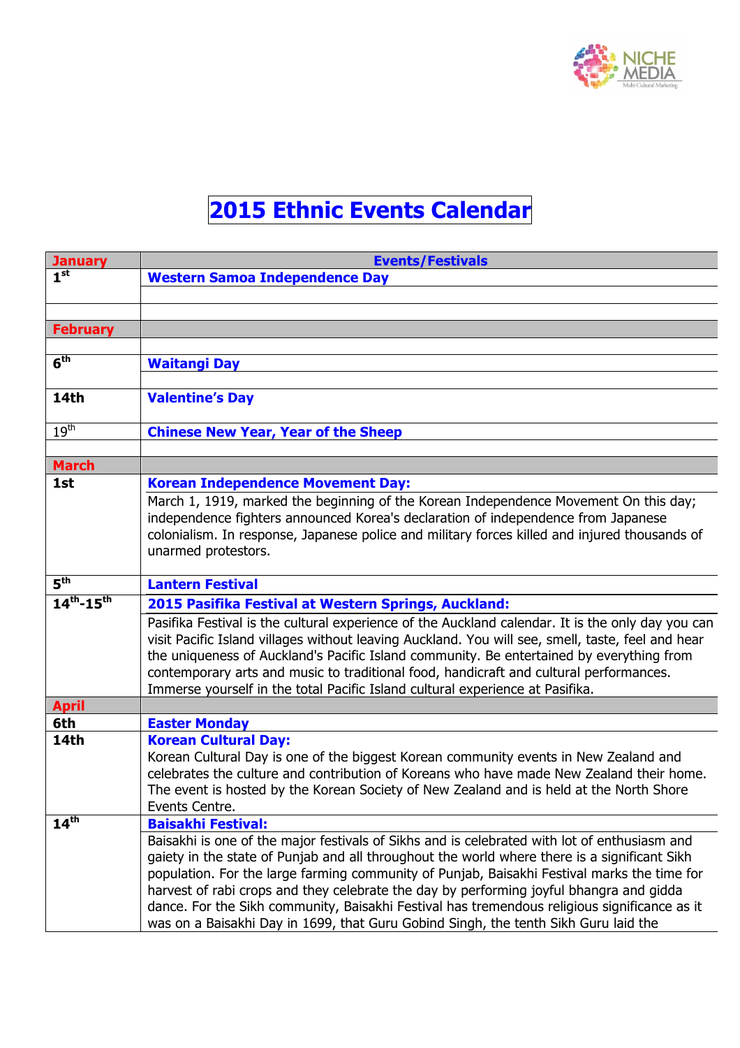# 2015 Ethnic Events Calendar

| January | Events/Festivals |
|---|---|
| 1st | **Western Samoa Independence Day** |
| | |
| **February** | |
| | |
| 6th | **Waitangi Day** |
| | |
| 14th | **Valentine's Day** |
| 19th | **Chinese New Year, Year of the Sheep** |
| | |
| **March** | |
| 1st | **Korean Independence Movement Day:** March 1, 1919, marked the beginning of the Korean Independence Movement On this day; independence fighters announced Korea's declaration of independence from Japanese colonialism. In response, Japanese police and military forces killed and injured thousands of unarmed protestors. |
| 5th | **Lantern Festival** |
| 14th-15th | **2015 Pasifika Festival at Western Springs, Auckland:** Pasifika Festival is the cultural experience of the Auckland calendar. It is the only day you can visit Pacific Island villages without leaving Auckland. You will see, smell, taste, feel and hear the uniqueness of Auckland's Pacific Island community. Be entertained by everything from contemporary arts and music to traditional food, handicraft and cultural performances. Immerse yourself in the total Pacific Island cultural experience at Pasifika. |
| **April** | |
| 6th | **Easter Monday** |
| 14th | **Korean Cultural Day:** Korean Cultural Day is one of the biggest Korean community events in New Zealand and celebrates the culture and contribution of Koreans who have made New Zealand their home. The event is hosted by the Korean Society of New Zealand and is held at the North Shore Events Centre. |
| 14th | **Baisakhi Festival:** Baisakhi is one of the major festivals of Sikhs and is celebrated with lot of enthusiasm and gaiety in the state of Punjab and all throughout the world where there is a significant Sikh population. For the large farming community of Punjab, Baisakhi Festival marks the time for harvest of rabi crops and they celebrate the day by performing joyful bhangra and gidda dance. For the Sikh community, Baisakhi Festival has tremendous religious significance as it was on a Baisakhi Day in 1699, that Guru Gobind Singh, the tenth Sikh Guru laid the |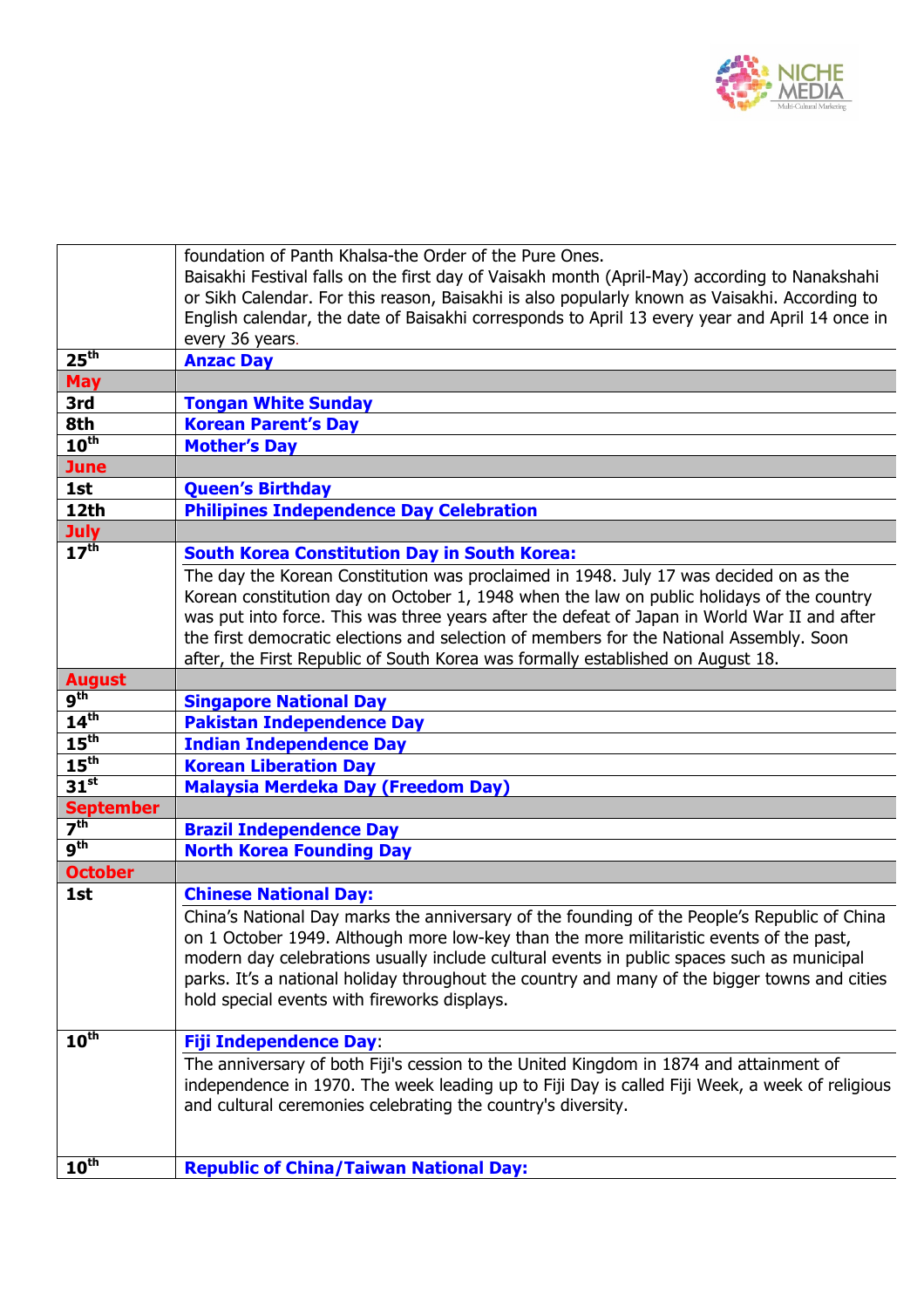| | |
|---|---|
| | foundation of Panth Khalsa-the Order of the Pure Ones. Baisakhi Festival falls on the first day of Vaisakh month (April-May) according to Nanakshahi or Sikh Calendar. For this reason, Baisakhi is also popularly known as Vaisakhi. According to English calendar, the date of Baisakhi corresponds to April 13 every year and April 14 once in every 36 years. |
| **25th** | **Anzac Day** |
| **May** | |
| **3rd** | **Tongan White Sunday** |
| **8th** | **Korean Parent's Day** |
| **10th** | **Mother's Day** |
| **June** | |
| **1st** | **Queen's Birthday** |
| **12th** | **Philipines Independence Day Celebration** |
| **July** | |
| **17th** | **South Korea Constitution Day in South Korea:** The day the Korean Constitution was proclaimed in 1948. July 17 was decided on as the Korean constitution day on October 1, 1948 when the law on public holidays of the country was put into force. This was three years after the defeat of Japan in World War II and after the first democratic elections and selection of members for the National Assembly. Soon after, the First Republic of South Korea was formally established on August 18. |
| **August** | |
| **9th** | **Singapore National Day** |
| **14th** | **Pakistan Independence Day** |
| **15th** | **Indian Independence Day** |
| **15th** | **Korean Liberation Day** |
| **31st** | **Malaysia Merdeka Day (Freedom Day)** |
| **September** | |
| **7th** | **Brazil Independence Day** |
| **9th** | **North Korea Founding Day** |
| **October** | |
| **1st** | **Chinese National Day:** China's National Day marks the anniversary of the founding of the People's Republic of China on 1 October 1949. Although more low-key than the more militaristic events of the past, modern day celebrations usually include cultural events in public spaces such as municipal parks. It's a national holiday throughout the country and many of the bigger towns and cities hold special events with fireworks displays. |
| **10th** | **Fiji Independence Day**: The anniversary of both Fiji's cession to the United Kingdom in 1874 and attainment of independence in 1970. The week leading up to Fiji Day is called Fiji Week, a week of religious and cultural ceremonies celebrating the country's diversity. |
| **10th** | **Republic of China/Taiwan National Day:** |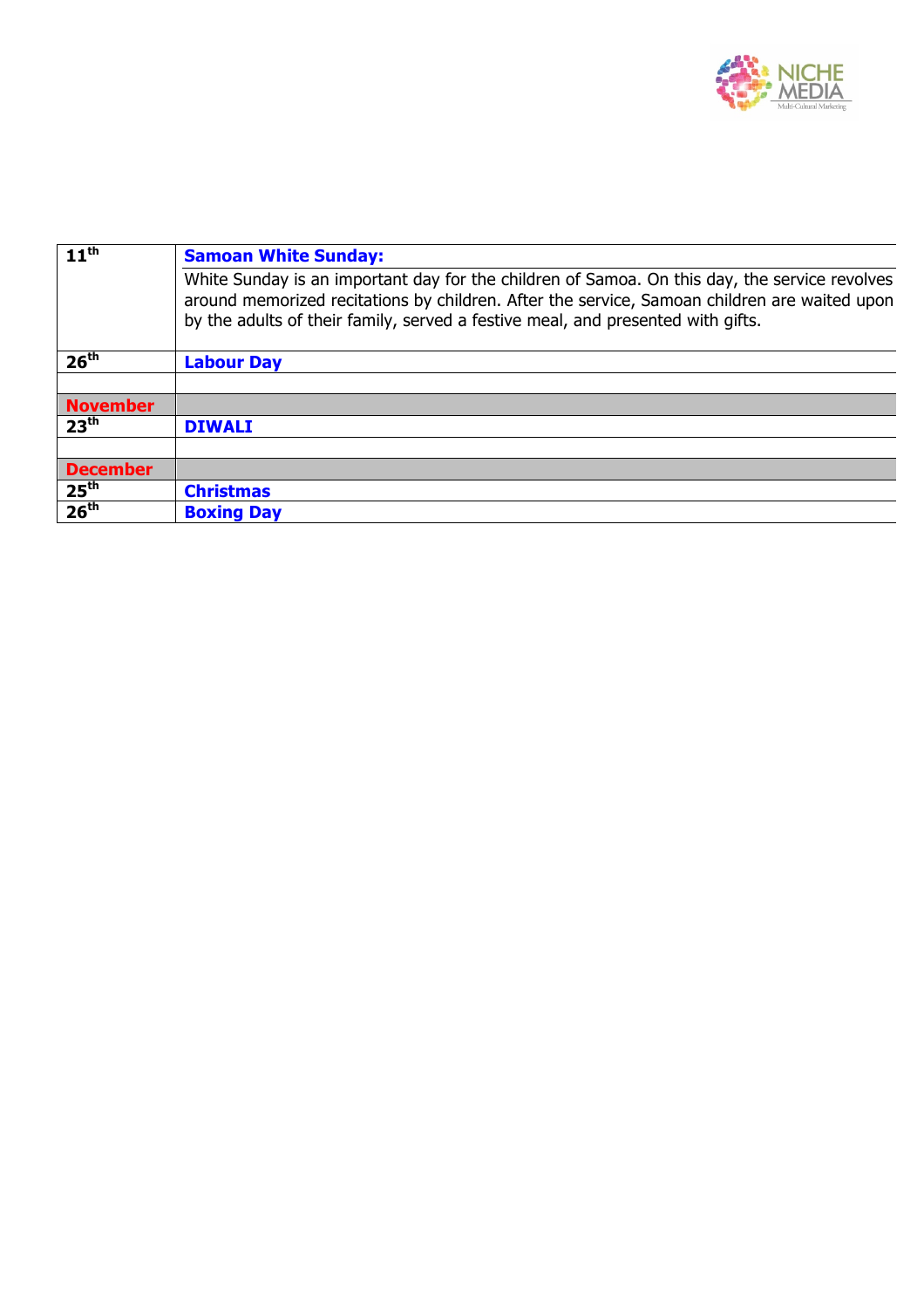| | |
|---|---|
| **11th** | **Samoan White Sunday:**<br>White Sunday is an important day for the children of Samoa. On this day, the service revolves around memorized recitations by children. After the service, Samoan children are waited upon by the adults of their family, served a festive meal, and presented with gifts. |
| **26th** | **Labour Day** |
| | |
| **November** | |
| **23th** | **DIWALI** |
| | |
| **December** | |
| **25th** | **Christmas** |
| **26th** | **Boxing Day** |